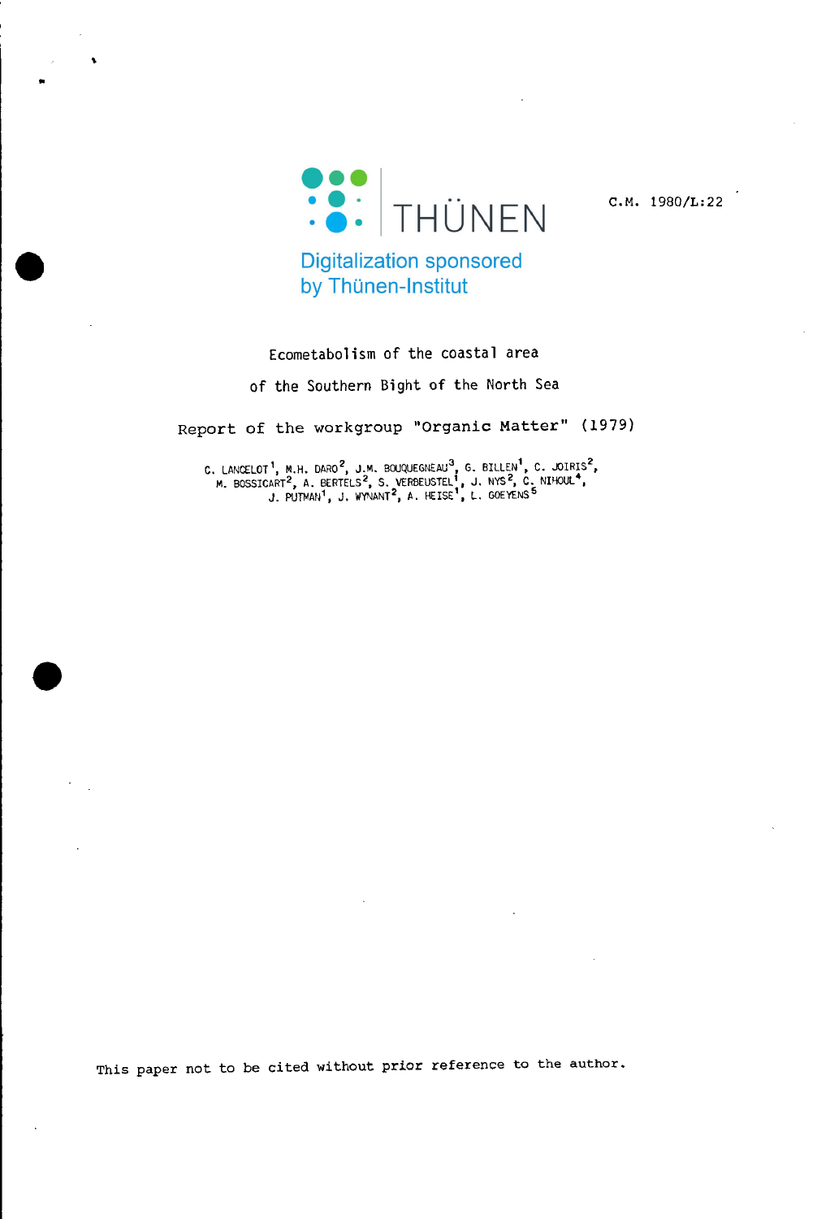C.M. 1980/L:22

Digitalization sponsored by Thünen-Institut

# Ecometabolism of the coastal area of the Southern Bight of the North Sea

## Report of the workgroup "Organic Matter" (1979)

C. LANCELOT[1], M.H. DARO[2], J.M. BOUQUEGNEAU[3], G. BILLEN[1], C. JOIRIS[2], M. BOSSICART[2], A. BERTELS[2], S. VERBEUSTEL[1], J. NYS[2], C. NIHOUL[4], J. PUTMAN[1], J. WYNANT[2], A. HEISE[1], L. GOEYENS[5]

This paper not to be cited without prior reference to the author.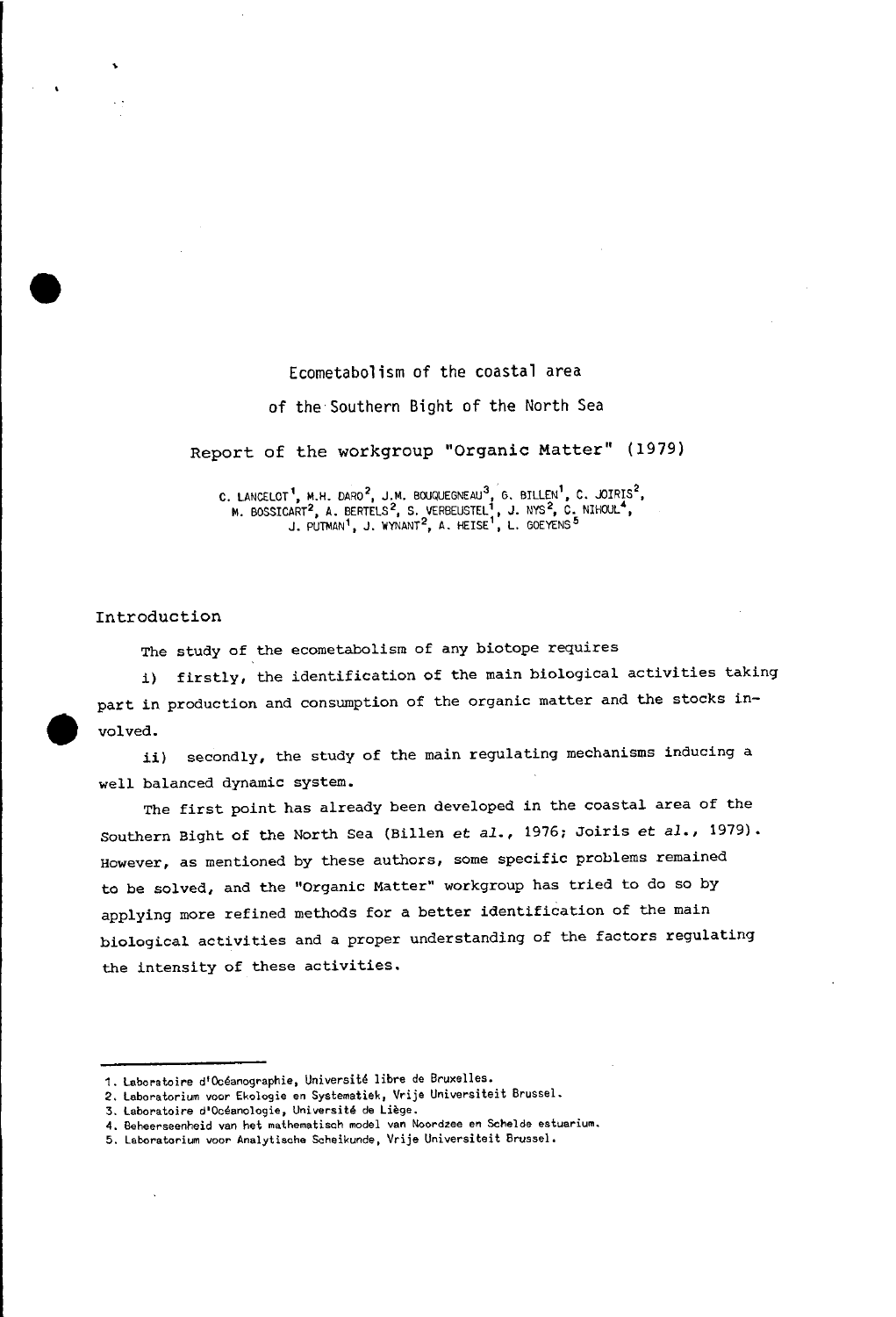# Ecometabolism of the coastal area of the Southern Bight of the North Sea

## Report of the workgroup "Organic Matter" (1979)

C. LANCELOT[1], M.H. DARO[2], J.M. BOUQUEGNEAU[3], G. BILLEN[1], C. JOIRIS[2], M. BOSSICART[2], A. BERTELS[2], S. VERBEUSTEL[1], J. NYS[2], C. NIHOUL[4], J. PUTMAN[1], J. WYNANT[2], A. HEISE[1], L. GOEYENS[5]

## Introduction

The study of the ecometabolism of any biotope requires

i) firstly, the identification of the main biological activities taking part in production and consumption of the organic matter and the stocks involved.

ii) secondly, the study of the main regulating mechanisms inducing a well balanced dynamic system.

The first point has already been developed in the coastal area of the Southern Bight of the North Sea (Billen *et al.*, 1976; Joiris *et al.*, 1979). However, as mentioned by these authors, some specific problems remained to be solved, and the "Organic Matter" workgroup has tried to do so by applying more refined methods for a better identification of the main biological activities and a proper understanding of the factors regulating the intensity of these activities.

---

1. Laboratoire d'Océanographie, Université libre de Bruxelles.
2. Laboratorium voor Ekologie en Systematiek, Vrije Universiteit Brussel.
3. Laboratoire d'Océanologie, Université de Liège.
4. Beheerseenheid van het mathematisch model van Noordzee en Schelde estuarium.
5. Laboratorium voor Analytische Scheikunde, Vrije Universiteit Brussel.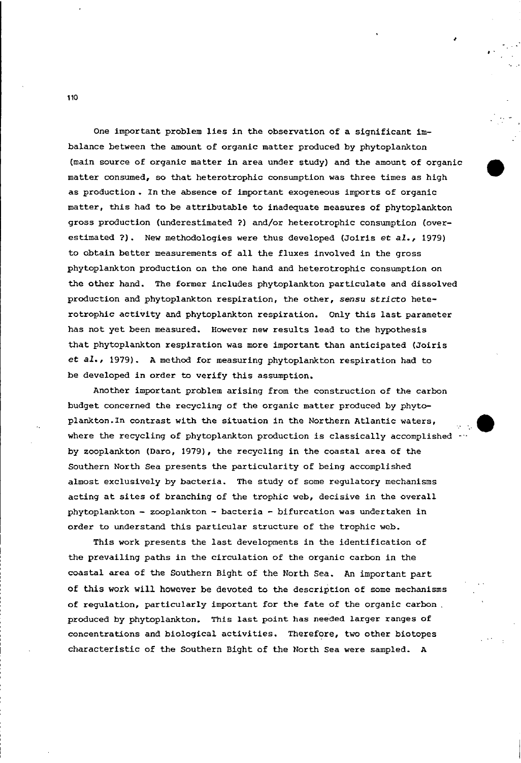One important problem lies in the observation of a significant imbalance between the amount of organic matter produced by phytoplankton (main source of organic matter in area under study) and the amount of organic matter consumed, so that heterotrophic consumption was three times as high as production . In the absence of important exogeneous imports of organic matter, this had to be attributable to inadequate measures of phytoplankton gross production (underestimated ?) and/or heterotrophic consumption (overestimated ?). New methodologies were thus developed (Joiris *et al.*, 1979) to obtain better measurements of all the fluxes involved in the gross phytoplankton production on the one hand and heterotrophic consumption on the other hand. The former includes phytoplankton particulate and dissolved production and phytoplankton respiration, the other, *sensu stricto* heterotrophic activity and phytoplankton respiration. Only this last parameter has not yet been measured. However new results lead to the hypothesis that phytoplankton respiration was more important than anticipated (Joiris *et al.*, 1979). A method for measuring phytoplankton respiration had to be developed in order to verify this assumption.

Another important problem arising from the construction of the carbon budget concerned the recycling of the organic matter produced by phytoplankton.In contrast with the situation in the Northern Atlantic waters, where the recycling of phytoplankton production is classically accomplished by zooplankton (Daro, 1979), the recycling in the coastal area of the Southern North Sea presents the particularity of being accomplished almost exclusively by bacteria. The study of some regulatory mechanisms acting at sites of branching of the trophic web, decisive in the overall phytoplankton - zooplankton - bacteria - bifurcation was undertaken in order to understand this particular structure of the trophic web.

This work presents the last developments in the identification of the prevailing paths in the circulation of the organic carbon in the coastal area of the Southern Bight of the North Sea. An important part of this work will however be devoted to the description of some mechanisms of regulation, particularly important for the fate of the organic carbon produced by phytoplankton. This last point has needed larger ranges of concentrations and biological activities. Therefore, two other biotopes characteristic of the Southern Bight of the North Sea were sampled. A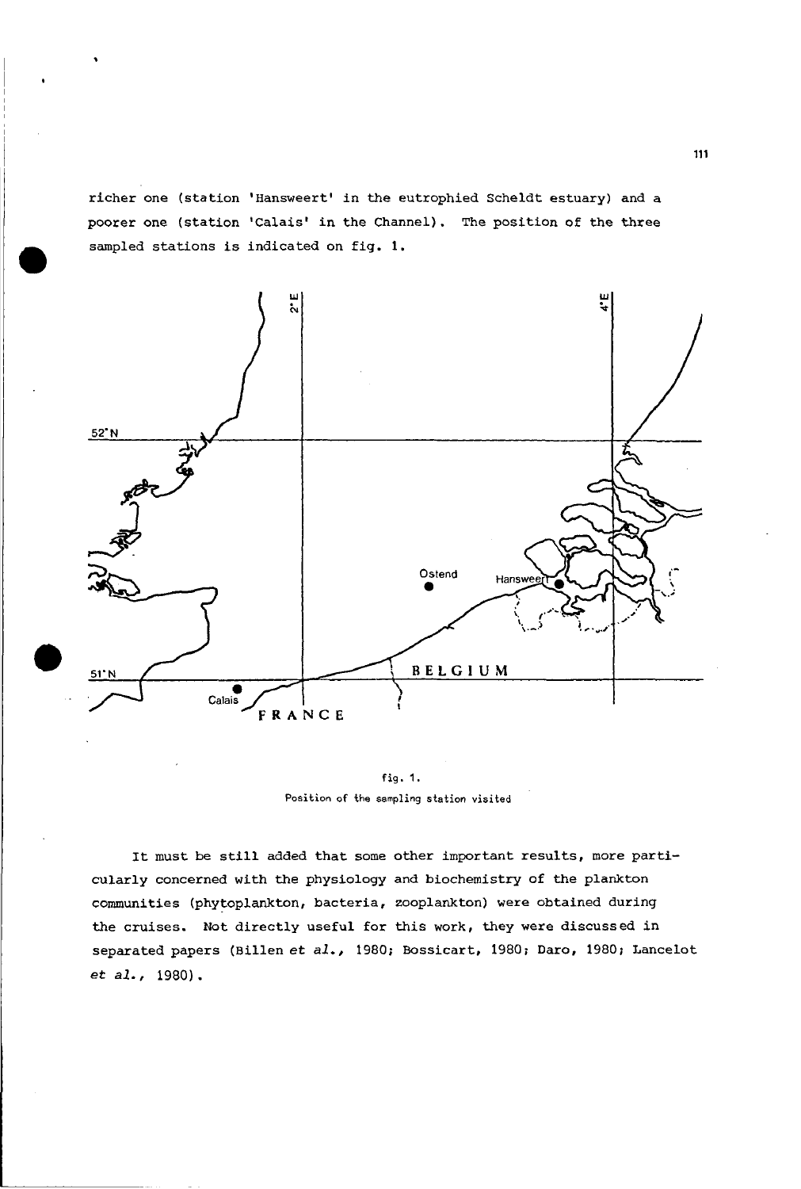richer one (station 'Hansweert' in the eutrophied Scheldt estuary) and a poorer one (station 'Calais' in the Channel). The position of the three sampled stations is indicated on fig. 1.

fig. 1.
Position of the sampling station visited

It must be still added that some other important results, more particularly concerned with the physiology and biochemistry of the plankton communities (phytoplankton, bacteria, zooplankton) were obtained during the cruises. Not directly useful for this work, they were discussed in separated papers (Billen *et al.*, 1980; Bossicart, 1980; Daro, 1980; Lancelot *et al.*, 1980).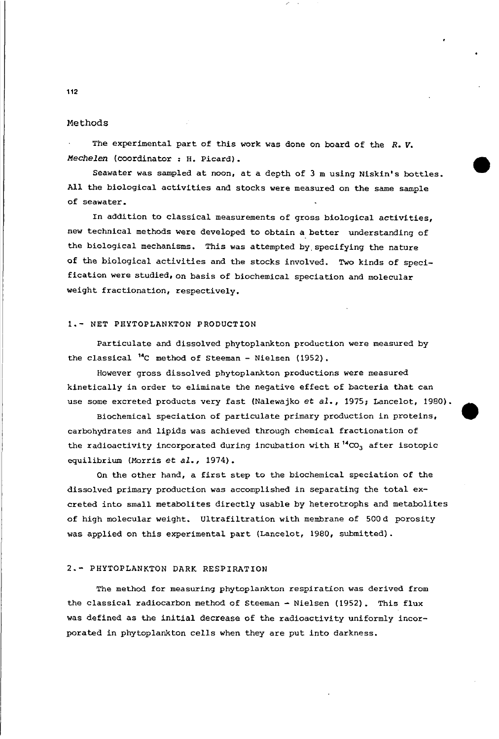## Methods

The experimental part of this work was done on board of the *R. V. Mechelen* (coordinator : H. Picard).

Seawater was sampled at noon, at a depth of 3 m using Niskin's bottles. All the biological activities and stocks were measured on the same sample of seawater.

In addition to classical measurements of gross biological activities, new technical methods were developed to obtain a better understanding of the biological mechanisms. This was attempted by specifying the nature of the biological activities and the stocks involved. Two kinds of specification were studied, on basis of biochemical speciation and molecular weight fractionation, respectively.

### 1.- NET PHYTOPLANKTON PRODUCTION

Particulate and dissolved phytoplankton production were measured by the classical $^{14}C$ method of Steeman - Nielsen (1952).

However gross dissolved phytoplankton productions were measured kinetically in order to eliminate the negative effect of bacteria that can use some excreted products very fast (Nalewajko *et al.*, 1975; Lancelot, 1980).

Biochemical speciation of particulate primary production in proteins, carbohydrates and lipids was achieved through chemical fractionation of the radioactivity incorporated during incubation with $H^{14}CO_3$ after isotopic equilibrium (Morris *et al.*, 1974).

On the other hand, a first step to the biochemical speciation of the dissolved primary production was accomplished in separating the total excreted into small metabolites directly usable by heterotrophs and metabolites of high molecular weight. Ultrafiltration with membrane of 500 d porosity was applied on this experimental part (Lancelot, 1980, submitted).

### 2.- PHYTOPLANKTON DARK RESPIRATION

The method for measuring phytoplankton respiration was derived from the classical radiocarbon method of Steeman - Nielsen (1952). This flux was defined as the initial decrease of the radioactivity uniformly incorporated in phytoplankton cells when they are put into darkness.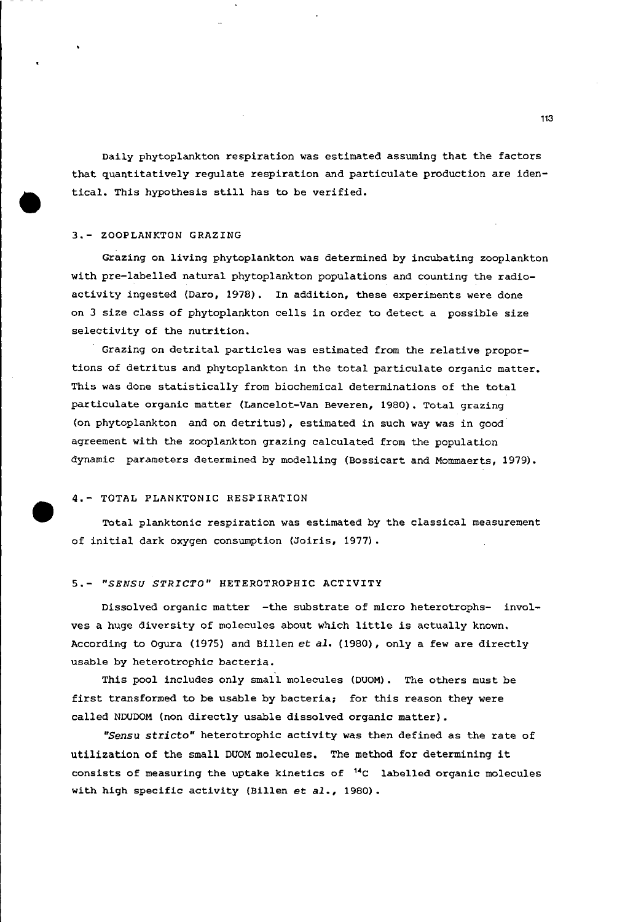Daily phytoplankton respiration was estimated assuming that the factors that quantitatively regulate respiration and particulate production are identical. This hypothesis still has to be verified.

## 3.- ZOOPLANKTON GRAZING

Grazing on living phytoplankton was determined by incubating zooplankton with pre-labelled natural phytoplankton populations and counting the radioactivity ingested (Daro, 1978). In addition, these experiments were done on 3 size class of phytoplankton cells in order to detect a possible size selectivity of the nutrition.

Grazing on detrital particles was estimated from the relative proportions of detritus and phytoplankton in the total particulate organic matter. This was done statistically from biochemical determinations of the total particulate organic matter (Lancelot-Van Beveren, 1980). Total grazing (on phytoplankton and on detritus), estimated in such way was in good agreement with the zooplankton grazing calculated from the population dynamic parameters determined by modelling (Bossicart and Mommaerts, 1979).

## 4.- TOTAL PLANKTONIC RESPIRATION

Total planktonic respiration was estimated by the classical measurement of initial dark oxygen consumption (Joiris, 1977).

## 5.- *"SENSU STRICTO"* HETEROTROPHIC ACTIVITY

Dissolved organic matter -the substrate of micro heterotrophs- involves a huge diversity of molecules about which little is actually known. According to Ogura (1975) and Billen *et al.* (1980), only a few are directly usable by heterotrophic bacteria.

This pool includes only small molecules (DUOM). The others must be first transformed to be usable by bacteria; for this reason they were called NDUDOM (non directly usable dissolved organic matter).

*"Sensu stricto"* heterotrophic activity was then defined as the rate of utilization of the small DUOM molecules. The method for determining it consists of measuring the uptake kinetics of $^{14}C$ labelled organic molecules with high specific activity (Billen *et al.*, 1980).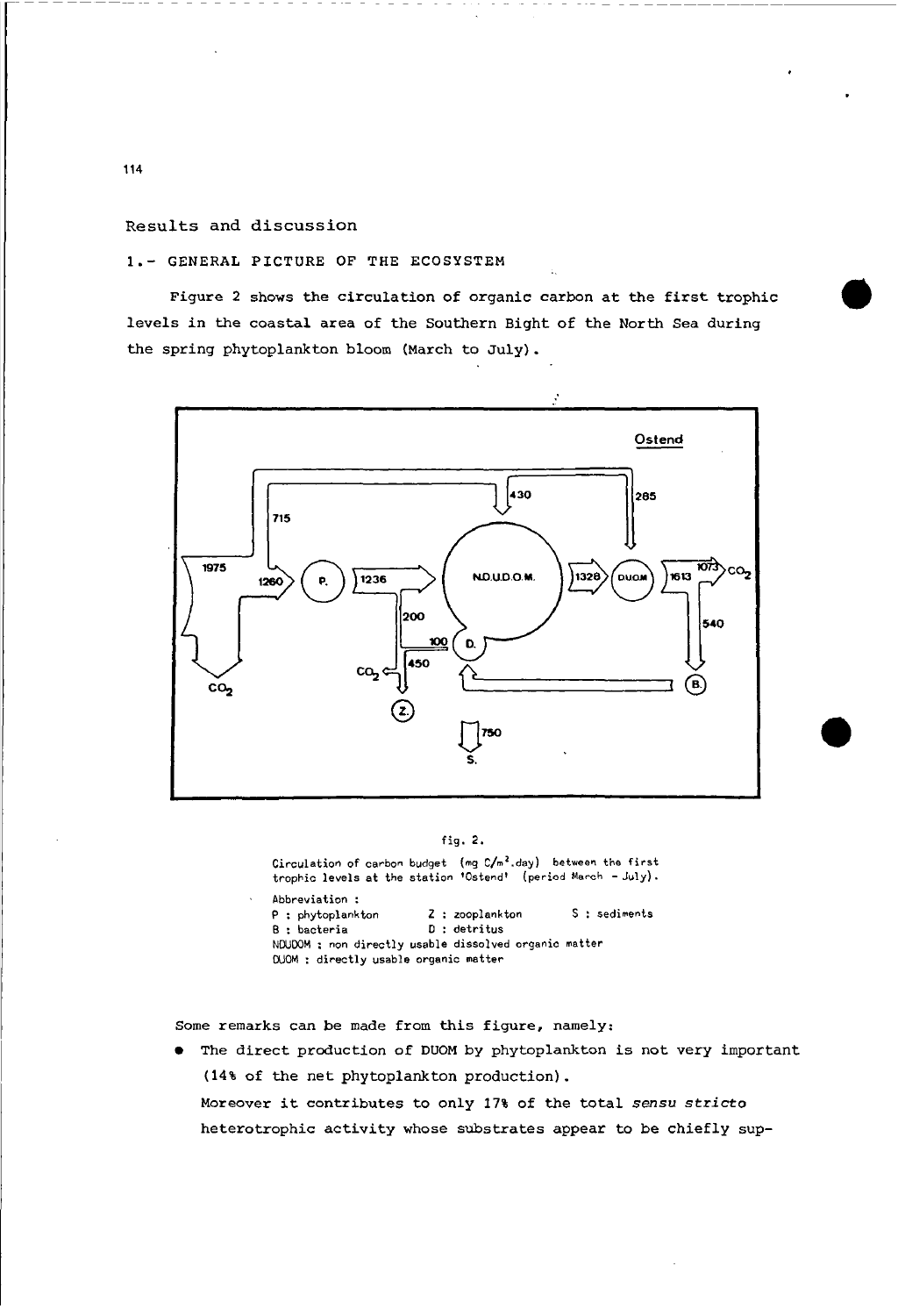## Results and discussion

### 1.- GENERAL PICTURE OF THE ECOSYSTEM

Figure 2 shows the circulation of organic carbon at the first trophic levels in the coastal area of the Southern Bight of the North Sea during the spring phytoplankton bloom (March to July).

fig. 2.

Circulation of carbon budget (mg C/m$^2$.day) between the first trophic levels at the station 'Ostend' (period March - July).

Abbreviation :
P : phytoplankton Z : zooplankton S : sediments
B : bacteria D : detritus
NDUDOM : non directly usable dissolved organic matter
DUOM : directly usable organic matter

Some remarks can be made from this figure, namely:

- The direct production of DUOM by phytoplankton is not very important (14% of the net phytoplankton production).
  Moreover it contributes to only 17% of the total *sensu stricto* heterotrophic activity whose substrates appear to be chiefly sup-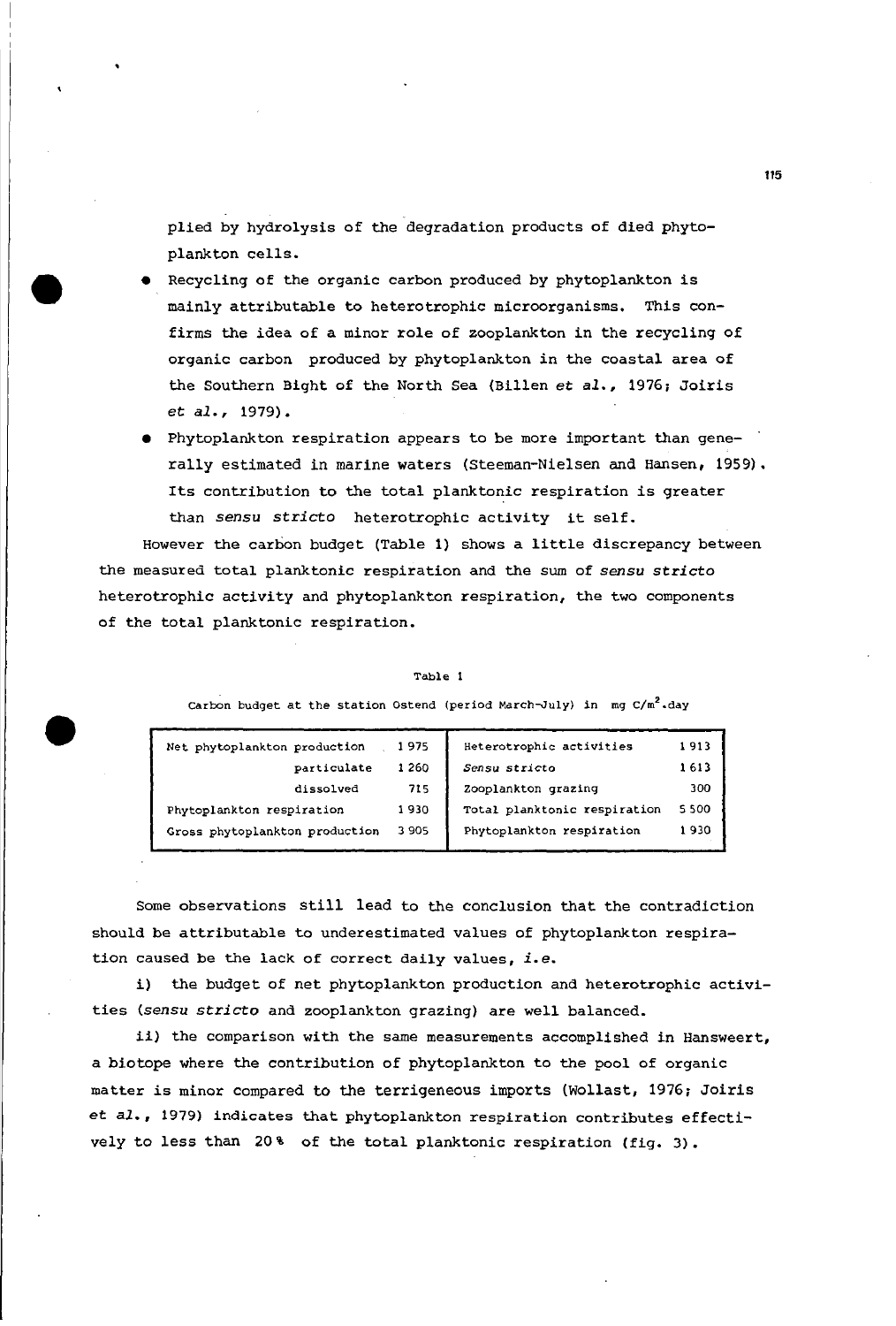plied by hydrolysis of the degradation products of died phytoplankton cells.

- Recycling of the organic carbon produced by phytoplankton is mainly attributable to heterotrophic microorganisms. This confirms the idea of a minor role of zooplankton in the recycling of organic carbon produced by phytoplankton in the coastal area of the Southern Bight of the North Sea (Billen *et al.*, 1976; Joiris *et al.*, 1979).
- Phytoplankton respiration appears to be more important than generally estimated in marine waters (Steeman-Nielsen and Hansen, 1959). Its contribution to the total planktonic respiration is greater than *sensu stricto* heterotrophic activity it self.

However the carbon budget (Table 1) shows a little discrepancy between the measured total planktonic respiration and the sum of *sensu stricto* heterotrophic activity and phytoplankton respiration, the two components of the total planktonic respiration.

Table 1

Carbon budget at the station Ostend (period March-July) in mg C/m$^2$.day

| | | | |
|---|---|---|---|
| Net phytoplankton production | 1 975 | Heterotrophic activities | 1 913 |
| particulate | 1 260 | *Sensu stricto* | 1 613 |
| dissolved | 715 | Zooplankton grazing | 300 |
| Phytoplankton respiration | 1 930 | Total planktonic respiration | 5 500 |
| Gross phytoplankton production | 3 905 | Phytoplankton respiration | 1 930 |

Some observations still lead to the conclusion that the contradiction should be attributable to underestimated values of phytoplankton respiration caused be the lack of correct daily values, *i.e.*

i) the budget of net phytoplankton production and heterotrophic activities (*sensu stricto* and zooplankton grazing) are well balanced.

ii) the comparison with the same measurements accomplished in Hansweert, a biotope where the contribution of phytoplankton to the pool of organic matter is minor compared to the terrigeneous imports (Wollast, 1976; Joiris *et al.*, 1979) indicates that phytoplankton respiration contributes effectively to less than 20 % of the total planktonic respiration (fig. 3).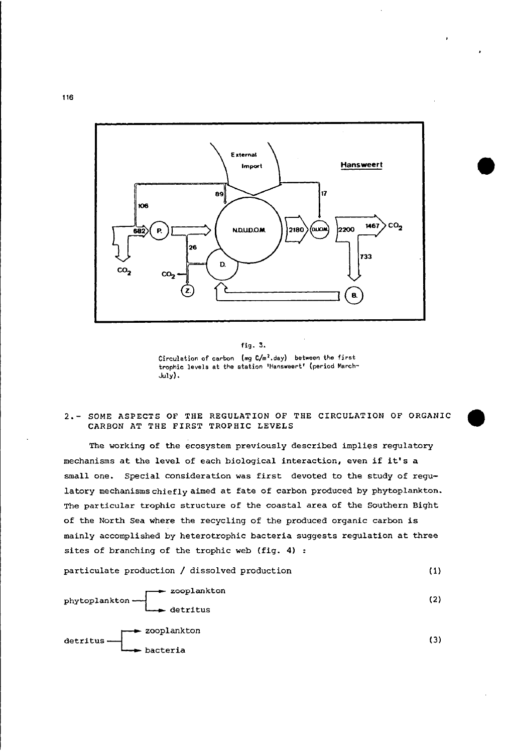fig. 3.

Circulation of carbon (mg $C/m^2$.day) between the first trophic levels at the station 'Hansweert' (period March-July).

## 2.- SOME ASPECTS OF THE REGULATION OF THE CIRCULATION OF ORGANIC CARBON AT THE FIRST TROPHIC LEVELS

The working of the ecosystem previously described implies regulatory mechanisms at the level of each biological interaction, even if it's a small one. Special consideration was first devoted to the study of regulatory mechanisms chiefly aimed at fate of carbon produced by phytoplankton. The particular trophic structure of the coastal area of the Southern Bight of the North Sea where the recycling of the produced organic carbon is mainly accomplished by heterotrophic bacteria suggests regulation at three sites of branching of the trophic web (fig. 4) :

particulate production / dissolved production (1)

phytoplankton → zooplankton / → detritus (2)

detritus → zooplankton / → bacteria (3)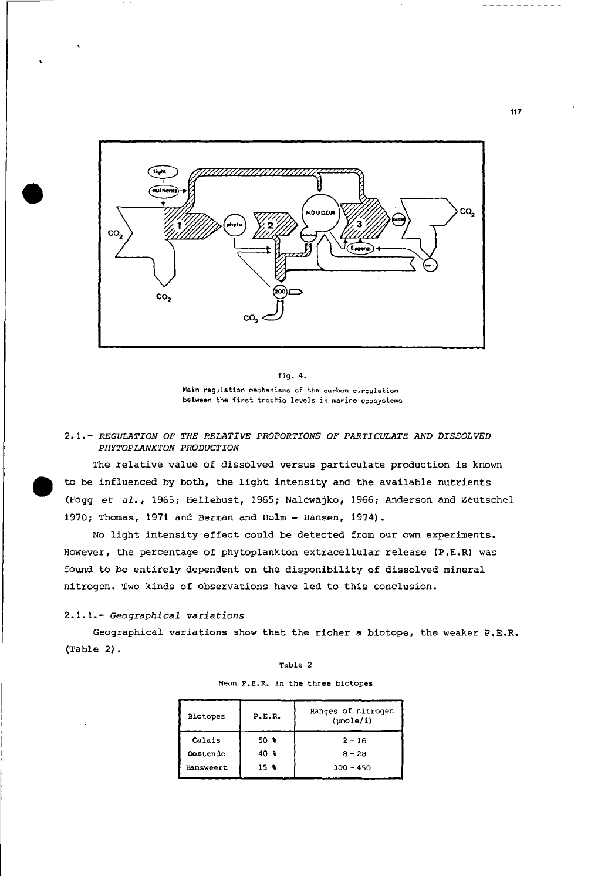fig. 4.

Main regulation mechanisms of the carbon circulation between the first trophic levels in marine ecosystems

## 2.1.- *REGULATION OF THE RELATIVE PROPORTIONS OF PARTICULATE AND DISSOLVED PHYTOPLANKTON PRODUCTION*

The relative value of dissolved versus particulate production is known to be influenced by both, the light intensity and the available nutrients (Fogg *et al.*, 1965; Hellebust, 1965; Nalewajko, 1966; Anderson and Zeutschel 1970; Thomas, 1971 and Berman and Holm - Hansen, 1974).

No light intensity effect could be detected from our own experiments. However, the percentage of phytoplankton extracellular release (P.E.R) was found to be entirely dependent on the disponibility of dissolved mineral nitrogen. Two kinds of observations have led to this conclusion.

### 2.1.1.- *Geographical variations*

Geographical variations show that the richer a biotope, the weaker P.E.R. (Table 2).

Table 2

Mean P.E.R. in the three biotopes

| Biotopes | P.E.R. | Ranges of nitrogen (µmole/l) |
|---|---|---|
| Calais | 50 % | 2 - 16 |
| Oostende | 40 % | 8 - 28 |
| Hansweert | 15 % | 300 - 450 |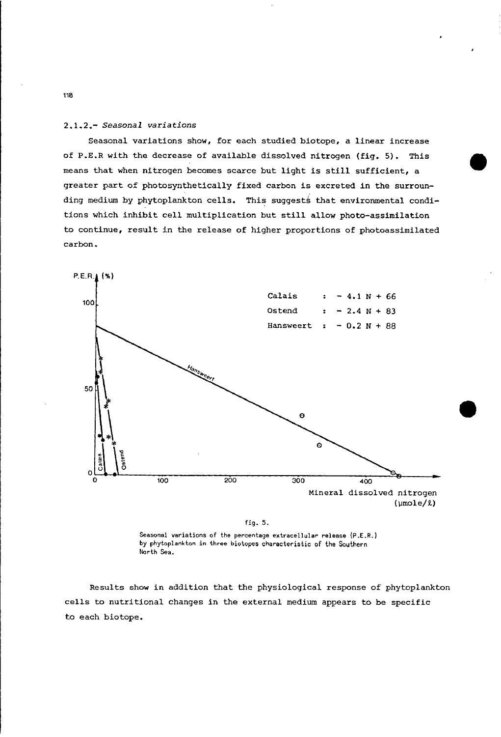### 2.1.2.- *Seasonal variations*

Seasonal variations show, for each studied biotope, a linear increase of P.E.R with the decrease of available dissolved nitrogen (fig. 5). This means that when nitrogen becomes scarce but light is still sufficient, a greater part of photosynthetically fixed carbon is excreted in the surrounding medium by phytoplankton cells. This suggests that environmental conditions which inhibit cell multiplication but still allow photo-assimilation to continue, result in the release of higher proportions of photoassimilated carbon.

Calais : $-4.1\,N + 66$
Ostend : $-2.4\,N + 83$
Hansweert : $-0.2\,N + 88$

fig. 5.

Seasonal variations of the percentage extracellular release (P.E.R.) by phytoplankton in three biotopes characteristic of the Southern North Sea.

Results show in addition that the physiological response of phytoplankton cells to nutritional changes in the external medium appears to be specific to each biotope.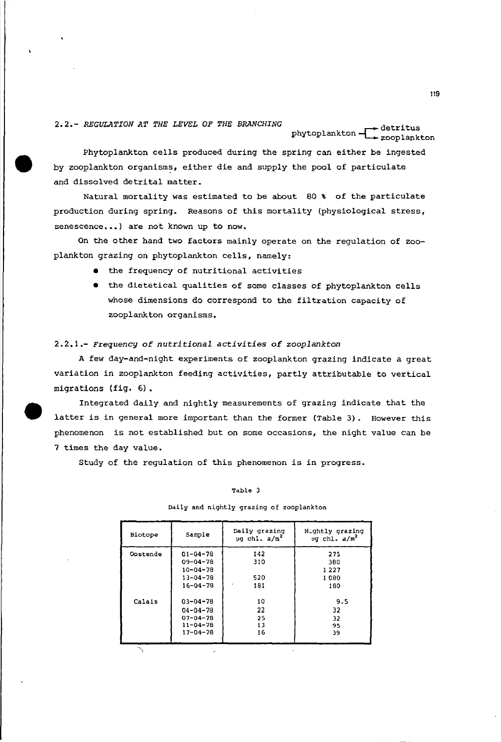## 2.2.- *REGULATION AT THE LEVEL OF THE BRANCHING*

phytoplankton → detritus / → zooplankton

Phytoplankton cells produced during the spring can either be ingested by zooplankton organisms, either die and supply the pool of particulate and dissolved detrital matter.

Natural mortality was estimated to be about 80 % of the particulate production during spring. Reasons of this mortality (physiological stress, senescence...) are not known up to now.

On the other hand two factors mainly operate on the regulation of zooplankton grazing on phytoplankton cells, namely:

- the frequency of nutritional activities
- the dietetical qualities of some classes of phytoplankton cells whose dimensions do correspond to the filtration capacity of zooplankton organisms.

### 2.2.1.- *Frequency of nutritional activities of zooplankton*

A few day-and-night experiments of zooplankton grazing indicate a great variation in zooplankton feeding activities, partly attributable to vertical migrations (fig. 6).

Integrated daily and nightly measurements of grazing indicate that the latter is in general more important than the former (Table 3). However this phenomenon is not established but on some occasions, the night value can be 7 times the day value.

Study of the regulation of this phenomenon is in progress.

Table 3

Daily and nightly grazing of zooplankton

| Biotope | Sample | Daily grazing µg chl. a/m² | Nightly grazing µg chl. a/m² |
|---|---|---|---|
| Oostende | 01-04-78 | 142 | 275 |
| | 09-04-78 | 310 | 380 |
| | 10-04-78 | | 1 227 |
| | 13-04-78 | 520 | 1 080 |
| | 16-04-78 | 181 | 180 |
| Calais | 03-04-78 | 10 | 9.5 |
| | 04-04-78 | 22 | 32 |
| | 07-04-78 | 25 | 32 |
| | 11-04-78 | 13 | 95 |
| | 17-04-78 | 16 | 39 |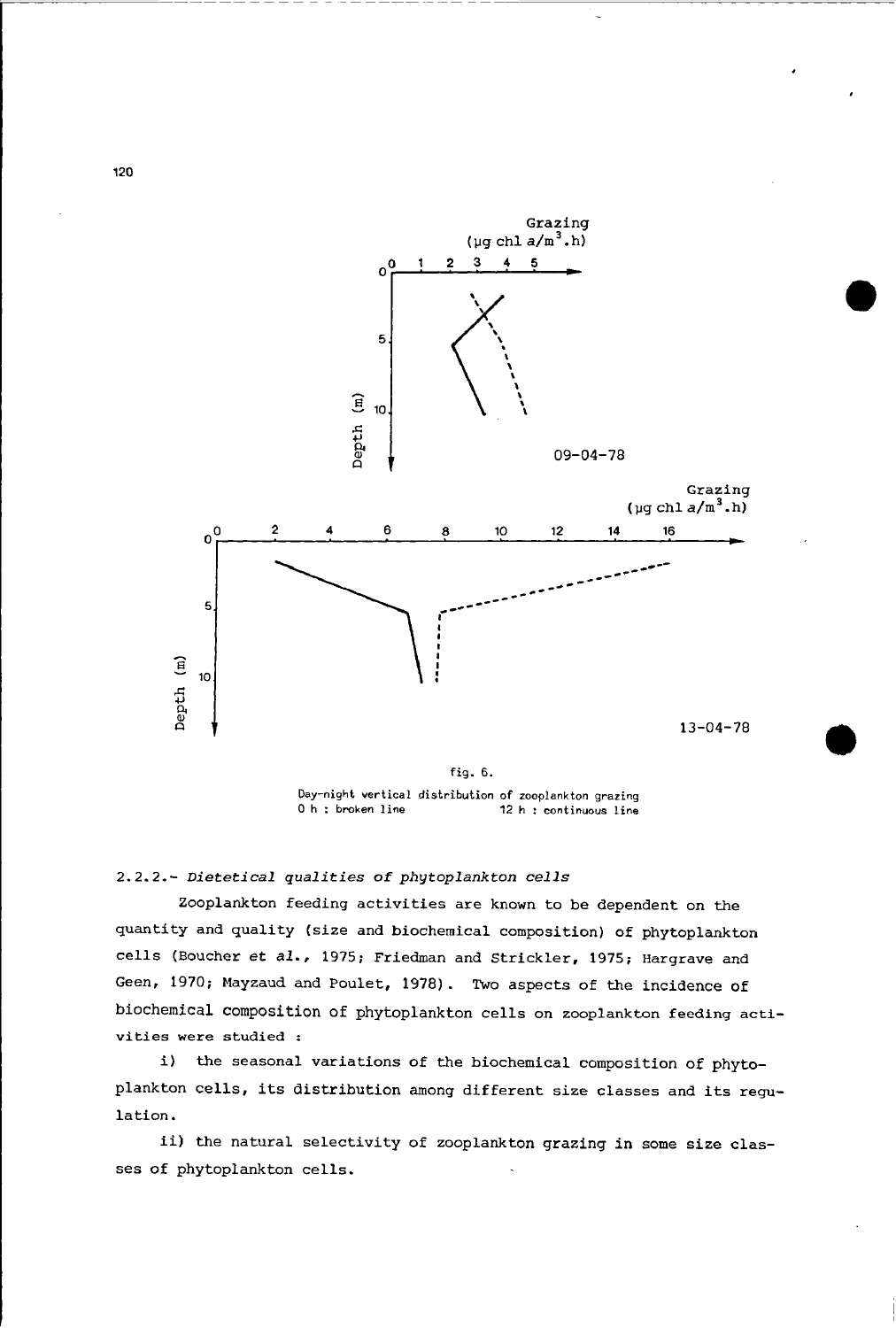fig. 6.

Day-night vertical distribution of zooplankton grazing
0 h : broken line 12 h : continuous line

## 2.2.2.- *Dietetical qualities of phytoplankton cells*

Zooplankton feeding activities are known to be dependent on the quantity and quality (size and biochemical composition) of phytoplankton cells (Boucher *et al.*, 1975; Friedman and Strickler, 1975; Hargrave and Geen, 1970; Mayzaud and Poulet, 1978). Two aspects of the incidence of biochemical composition of phytoplankton cells on zooplankton feeding activities were studied :

i) the seasonal variations of the biochemical composition of phytoplankton cells, its distribution among different size classes and its regulation.

ii) the natural selectivity of zooplankton grazing in some size classes of phytoplankton cells.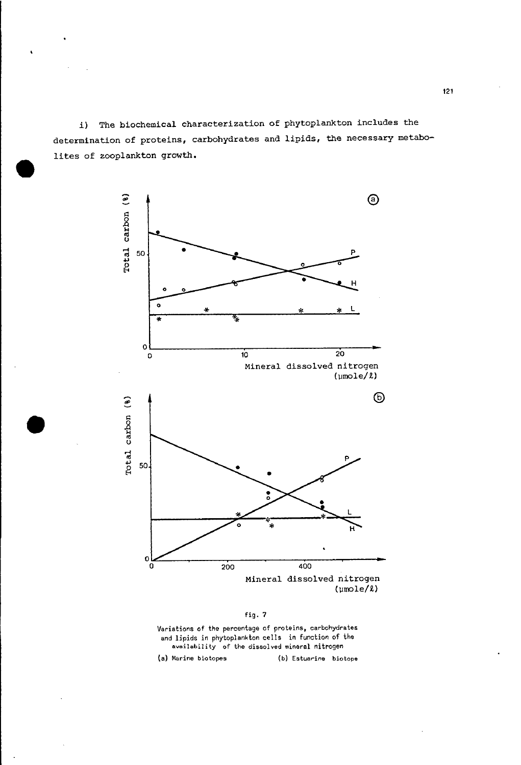i) The biochemical characterization of phytoplankton includes the determination of proteins, carbohydrates and lipids, the necessary metabolites of zooplankton growth.

fig. 7

Variations of the percentage of proteins, carbohydrates and lipids in phytoplankton cells in function of the availability of the dissolved mineral nitrogen

(a) Marine biotopes (b) Estuarine biotope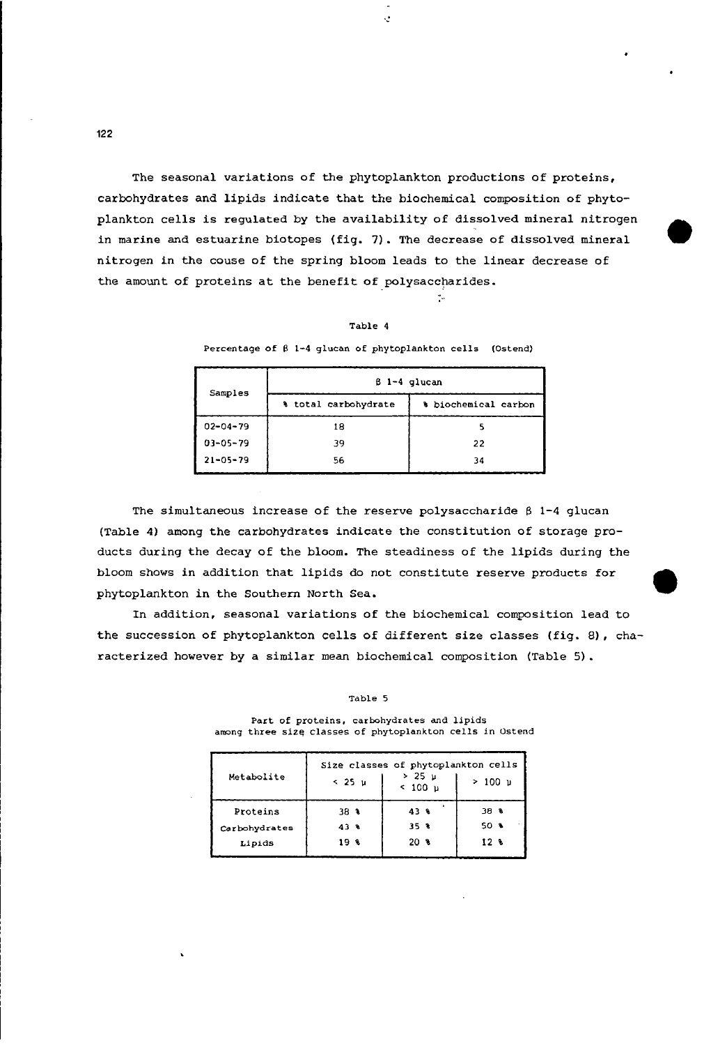The seasonal variations of the phytoplankton productions of proteins, carbohydrates and lipids indicate that the biochemical composition of phytoplankton cells is regulated by the availability of dissolved mineral nitrogen in marine and estuarine biotopes (fig. 7). The decrease of dissolved mineral nitrogen in the couse of the spring bloom leads to the linear decrease of the amount of proteins at the benefit of polysaccharides.

Table 4

Percentage of β 1-4 glucan of phytoplankton cells (Ostend)

| Samples | β 1-4 glucan | |
|---|---|---|
| | % total carbohydrate | % biochemical carbon |
| 02-04-79 | 18 | 5 |
| 03-05-79 | 39 | 22 |
| 21-05-79 | 56 | 34 |

The simultaneous increase of the reserve polysaccharide β 1-4 glucan (Table 4) among the carbohydrates indicate the constitution of storage products during the decay of the bloom. The steadiness of the lipids during the bloom shows in addition that lipids do not constitute reserve products for phytoplankton in the Southern North Sea.

In addition, seasonal variations of the biochemical composition lead to the succession of phytoplankton cells of different size classes (fig. 8), characterized however by a similar mean biochemical composition (Table 5).

Table 5

Part of proteins, carbohydrates and lipids among three size classes of phytoplankton cells in Ostend

| Metabolite | Size classes of phytoplankton cells | | |
|---|---|---|---|
| | < 25 µ | > 25 µ < 100 µ | > 100 µ |
| Proteins | 38 % | 43 % | 38 % |
| Carbohydrates | 43 % | 35 % | 50 % |
| Lipids | 19 % | 20 % | 12 % |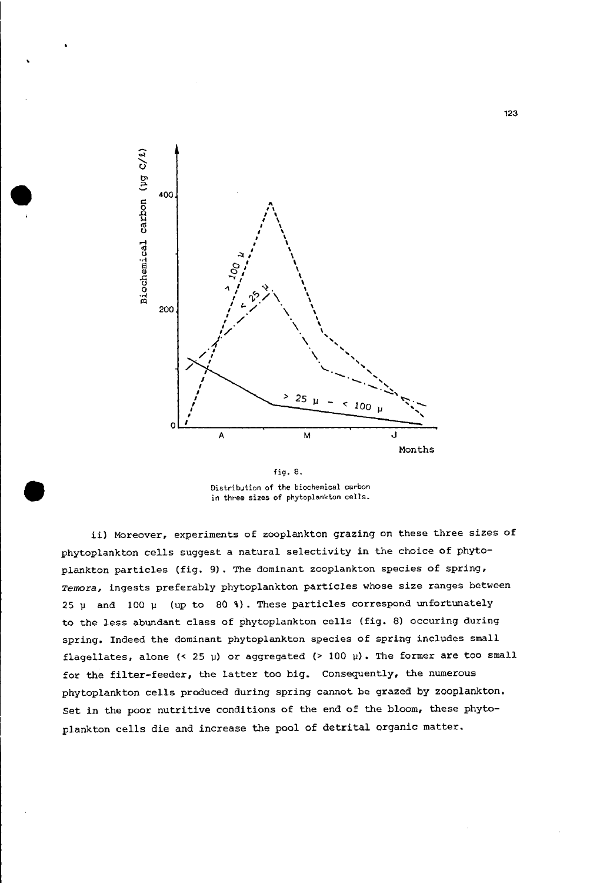fig. 8.

Distribution of the biochemical carbon in three sizes of phytoplankton cells.

ii) Moreover, experiments of zooplankton grazing on these three sizes of phytoplankton cells suggest a natural selectivity in the choice of phytoplankton particles (fig. 9). The dominant zooplankton species of spring, *Temora*, ingests preferably phytoplankton particles whose size ranges between 25 μ and 100 μ (up to 80 %). These particles correspond unfortunately to the less abundant class of phytoplankton cells (fig. 8) occuring during spring. Indeed the dominant phytoplankton species of spring includes small flagellates, alone (< 25 μ) or aggregated (> 100 μ). The former are too small for the filter-feeder, the latter too big. Consequently, the numerous phytoplankton cells produced during spring cannot be grazed by zooplankton. Set in the poor nutritive conditions of the end of the bloom, these phytoplankton cells die and increase the pool of detrital organic matter.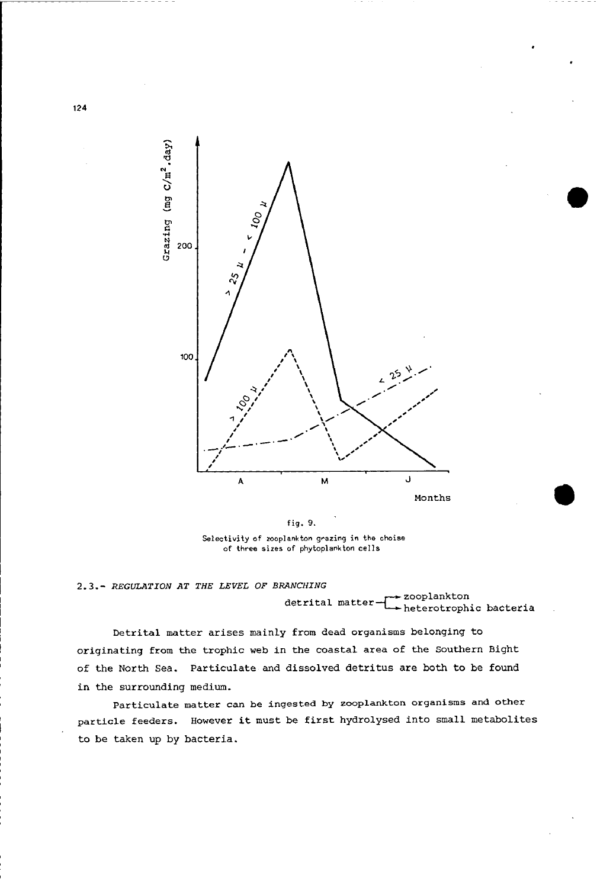fig. 9.

Selectivity of zooplankton grazing in the choise of three sizes of phytoplankton cells

## 2.3.- *REGULATION AT THE LEVEL OF BRANCHING*

detrital matter → zooplankton
detrital matter → heterotrophic bacteria

Detrital matter arises mainly from dead organisms belonging to originating from the trophic web in the coastal area of the Southern Bight of the North Sea. Particulate and dissolved detritus are both to be found in the surrounding medium.

Particulate matter can be ingested by zooplankton organisms and other particle feeders. However it must be first hydrolysed into small metabolites to be taken up by bacteria.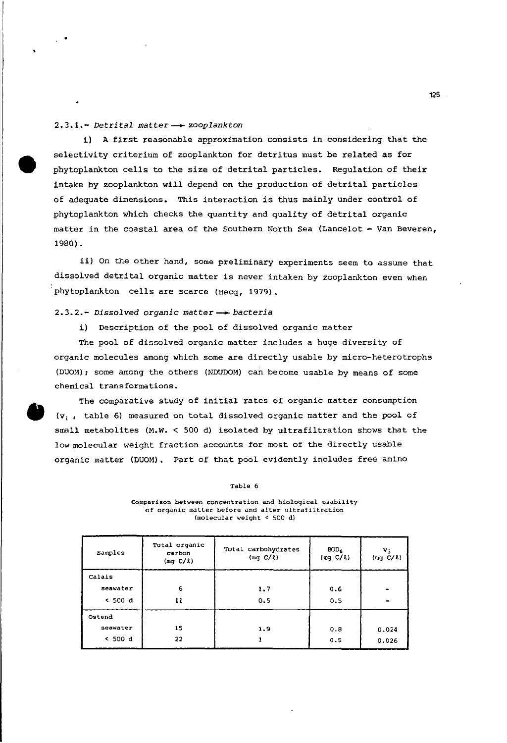### 2.3.1.- *Detrital matter* ⟶ *zooplankton*

i) A first reasonable approximation consists in considering that the selectivity criterium of zooplankton for detritus must be related as for phytoplankton cells to the size of detrital particles. Regulation of their intake by zooplankton will depend on the production of detrital particles of adequate dimensions. This interaction is thus mainly under control of phytoplankton which checks the quantity and quality of detrital organic matter in the coastal area of the Southern North Sea (Lancelot - Van Beveren, 1980).

ii) On the other hand, some preliminary experiments seem to assume that dissolved detrital organic matter is never intaken by zooplankton even when phytoplankton cells are scarce (Hecq, 1979).

### 2.3.2.- *Dissolved organic matter* ⟶ *bacteria*

i) Description of the pool of dissolved organic matter

The pool of dissolved organic matter includes a huge diversity of organic molecules among which some are directly usable by micro-heterotrophs (DUOM); some among the others (NDUDOM) can become usable by means of some chemical transformations.

The comparative study of initial rates of organic matter consumption ($v_i$, table 6) measured on total dissolved organic matter and the pool of small metabolites (M.W. < 500 d) isolated by ultrafiltration shows that the low molecular weight fraction accounts for most of the directly usable organic matter (DUOM). Part of that pool evidently includes free amino

Table 6

Comparison between concentration and biological usability of organic matter before and after ultrafiltration (molecular weight < 500 d)

| Samples | Total organic carbon (mg C/ℓ) | Total carbohydrates (mg C/ℓ) | $BOD_5$ (mg C/ℓ) | $v_i$ (mg C/ℓ) |
|---|---|---|---|---|
| Calais | | | | |
| seawater | 6 | 1.7 | 0.6 | - |
| < 500 d | 11 | 0.5 | 0.5 | - |
| Ostend | | | | |
| seawater | 15 | 1.9 | 0.8 | 0.024 |
| < 500 d | 22 | 1 | 0.5 | 0.026 |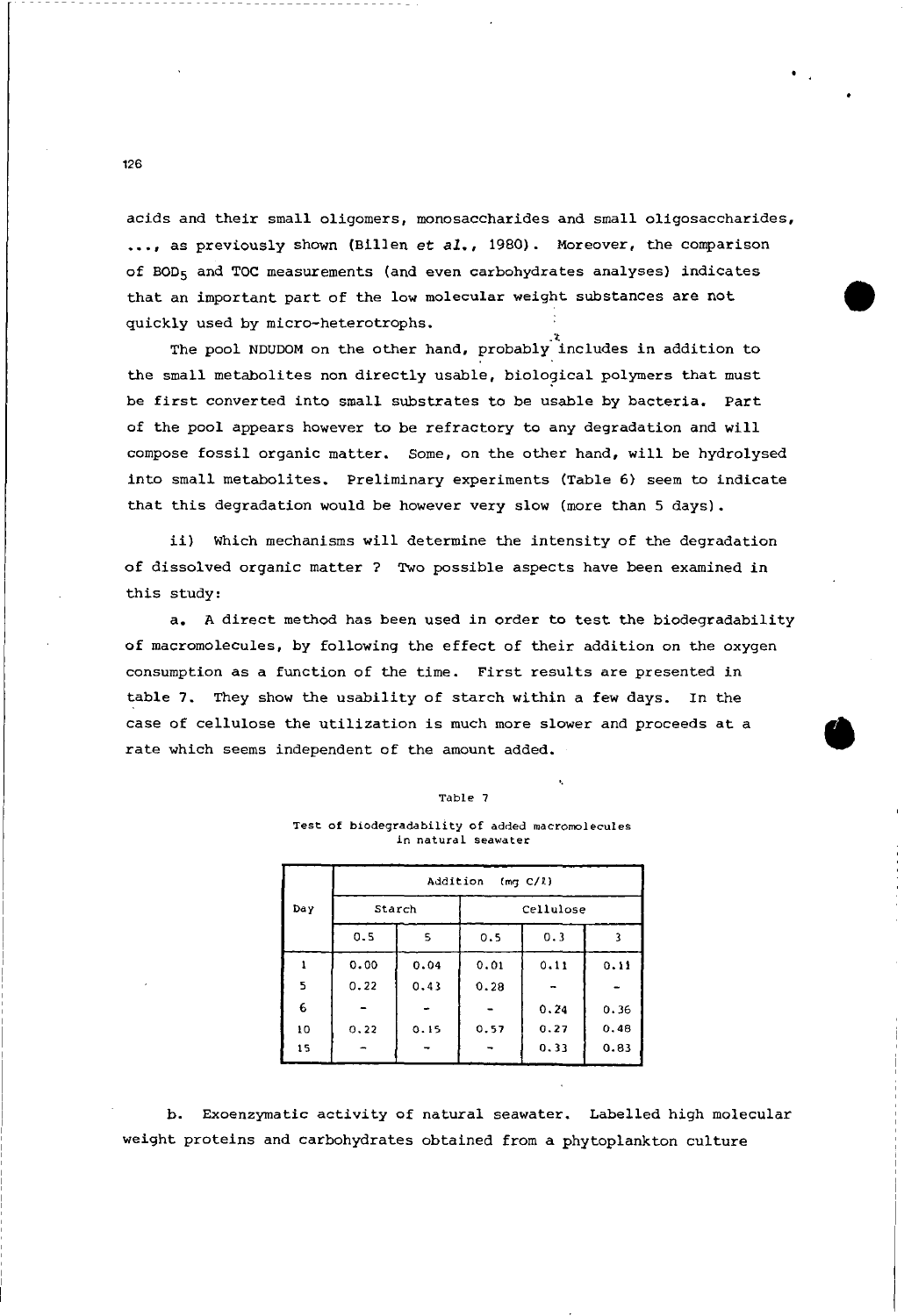acids and their small oligomers, monosaccharides and small oligosaccharides, ..., as previously shown (Billen *et al.*, 1980). Moreover, the comparison of $BOD_5$ and TOC measurements (and even carbohydrates analyses) indicates that an important part of the low molecular weight substances are not quickly used by micro-heterotrophs.

The pool NDUDOM on the other hand, probably includes in addition to the small metabolites non directly usable, biological polymers that must be first converted into small substrates to be usable by bacteria. Part of the pool appears however to be refractory to any degradation and will compose fossil organic matter. Some, on the other hand, will be hydrolysed into small metabolites. Preliminary experiments (Table 6) seem to indicate that this degradation would be however very slow (more than 5 days).

ii) Which mechanisms will determine the intensity of the degradation of dissolved organic matter ? Two possible aspects have been examined in this study:

a. A direct method has been used in order to test the biodegradability of macromolecules, by following the effect of their addition on the oxygen consumption as a function of the time. First results are presented in table 7. They show the usability of starch within a few days. In the case of cellulose the utilization is much more slower and proceeds at a rate which seems independent of the amount added.

Table 7

Test of biodegradability of added macromolecules in natural seawater

| Day | Addition (mg C/l) | | | | |
|---|---|---|---|---|---|
| | Starch | | Cellulose | | |
| | 0.5 | 5 | 0.5 | 0.3 | 3 |
| 1 | 0.00 | 0.04 | 0.01 | 0.11 | 0.11 |
| 5 | 0.22 | 0.43 | 0.28 | - | - |
| 6 | - | - | - | 0.24 | 0.36 |
| 10 | 0.22 | 0.15 | 0.57 | 0.27 | 0.48 |
| 15 | - | - | - | 0.33 | 0.83 |

b. Exoenzymatic activity of natural seawater. Labelled high molecular weight proteins and carbohydrates obtained from a phytoplankton culture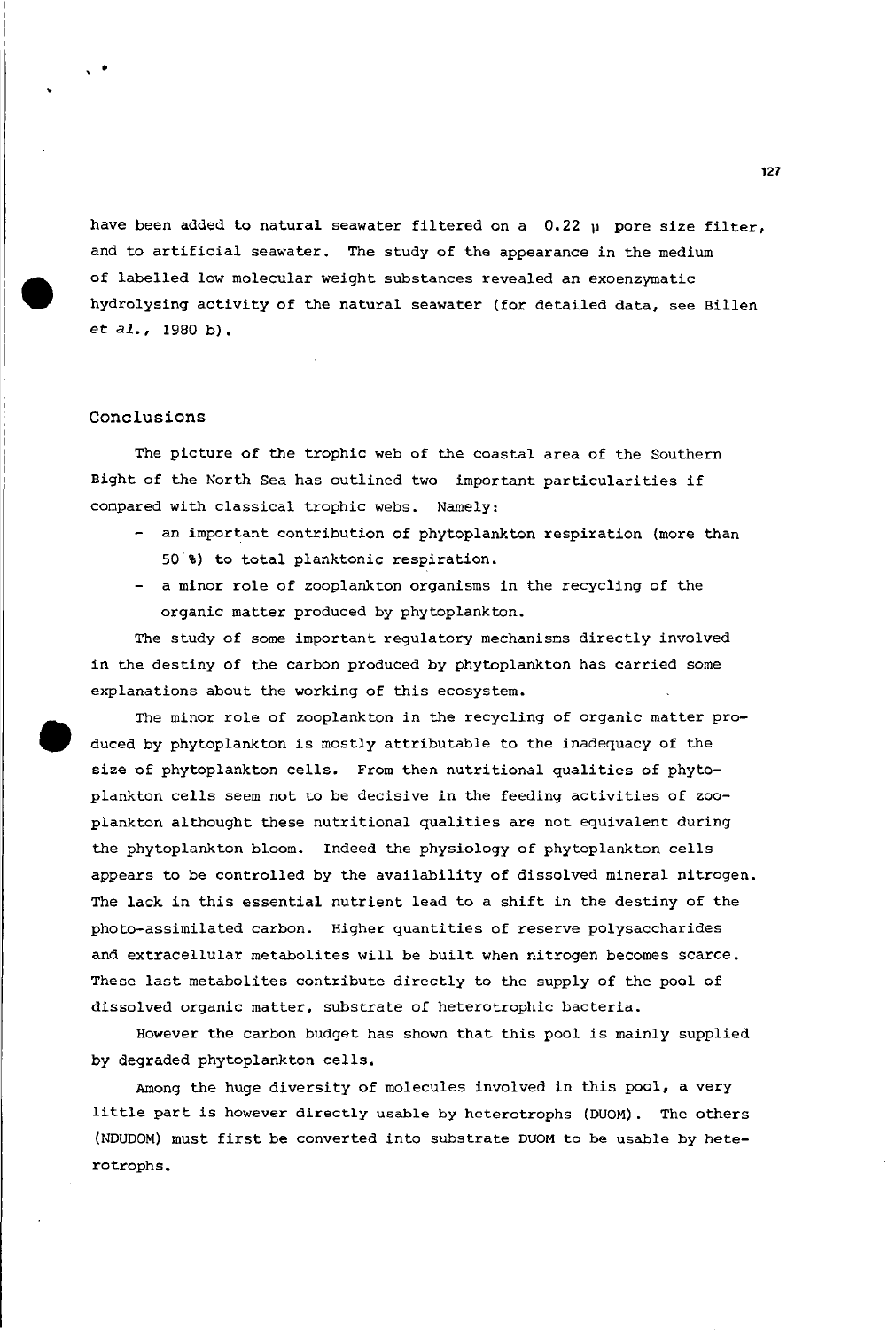have been added to natural seawater filtered on a 0.22 μ pore size filter, and to artificial seawater. The study of the appearance in the medium of labelled low molecular weight substances revealed an exoenzymatic hydrolysing activity of the natural seawater (for detailed data, see Billen *et al.*, 1980 b).

## Conclusions

The picture of the trophic web of the coastal area of the Southern Bight of the North Sea has outlined two important particularities if compared with classical trophic webs. Namely:

- an important contribution of phytoplankton respiration (more than 50 %) to total planktonic respiration.
- a minor role of zooplankton organisms in the recycling of the organic matter produced by phytoplankton.

The study of some important regulatory mechanisms directly involved in the destiny of the carbon produced by phytoplankton has carried some explanations about the working of this ecosystem.

The minor role of zooplankton in the recycling of organic matter produced by phytoplankton is mostly attributable to the inadequacy of the size of phytoplankton cells. From then nutritional qualities of phytoplankton cells seem not to be decisive in the feeding activities of zooplankton althought these nutritional qualities are not equivalent during the phytoplankton bloom. Indeed the physiology of phytoplankton cells appears to be controlled by the availability of dissolved mineral nitrogen. The lack in this essential nutrient lead to a shift in the destiny of the photo-assimilated carbon. Higher quantities of reserve polysaccharides and extracellular metabolites will be built when nitrogen becomes scarce. These last metabolites contribute directly to the supply of the pool of dissolved organic matter, substrate of heterotrophic bacteria.

However the carbon budget has shown that this pool is mainly supplied by degraded phytoplankton cells.

Among the huge diversity of molecules involved in this pool, a very little part is however directly usable by heterotrophs (DUOM). The others (NDUDOM) must first be converted into substrate DUOM to be usable by heterotrophs.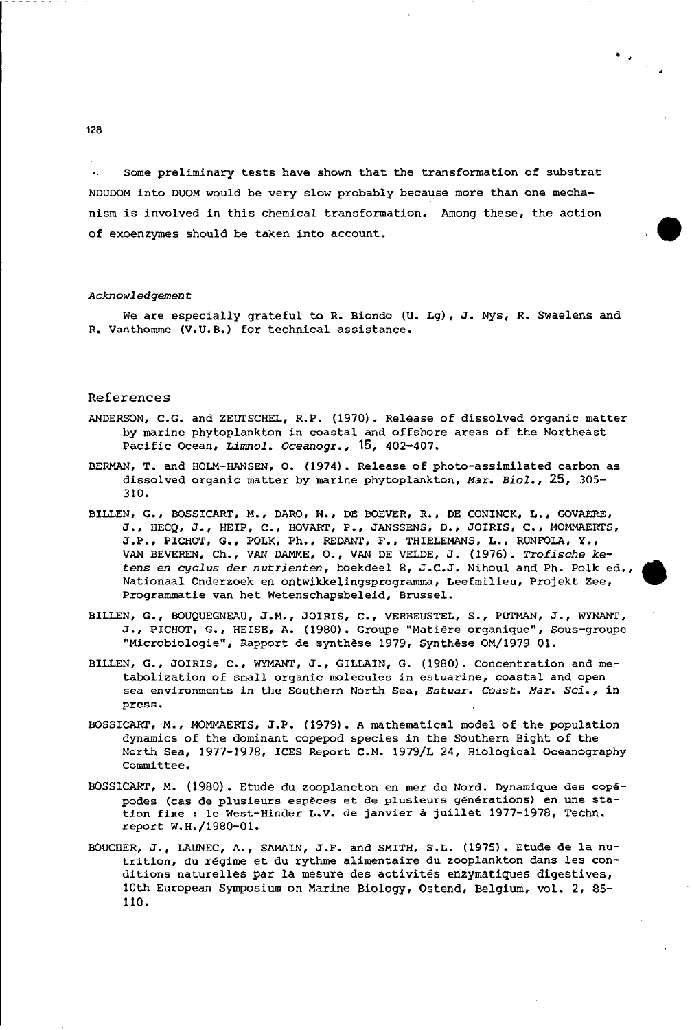- Some preliminary tests have shown that the transformation of substrat NDUDOM into DUOM would be very slow probably because more than one mechanism is involved in this chemical transformation. Among these, the action of exoenzymes should be taken into account.

*Acknowledgement*

We are especially grateful to R. Biondo (U. Lg), J. Nys, R. Swaelens and R. Vanthomme (V.U.B.) for technical assistance.

## References

ANDERSON, C.G. and ZEUTSCHEL, R.P. (1970). Release of dissolved organic matter by marine phytoplankton in coastal and offshore areas of the Northeast Pacific Ocean, *Limnol. Oceanogr.*, 15, 402-407.

BERMAN, T. and HOLM-HANSEN, O. (1974). Release of photo-assimilated carbon as dissolved organic matter by marine phytoplankton, *Mar. Biol.*, 25, 305-310.

BILLEN, G., BOSSICART, M., DARO, N., DE BOEVER, R., DE CONINCK, L., GOVAERE, J., HECQ, J., HEIP, C., HOVART, P., JANSSENS, D., JOIRIS, C., MOMMAERTS, J.P., PICHOT, G., POLK, Ph., REDANT, F., THIELEMANS, L., RUNFOLA, Y., VAN BEVEREN, Ch., VAN DAMME, O., VAN DE VELDE, J. (1976). *Trofische ketens en cyclus der nutrienten*, boekdeel 8, J.C.J. Nihoul and Ph. Polk ed., Nationaal Onderzoek en ontwikkelingsprogramma, Leefmilieu, Projekt Zee, Programmatie van het Wetenschapsbeleid, Brussel.

BILLEN, G., BOUQUEGNEAU, J.M., JOIRIS, C., VERBEUSTEL, S., PUTMAN, J., WYNANT, J., PICHOT, G., HEISE, A. (1980). Groupe "Matière organique", Sous-groupe "Microbiologie", Rapport de synthèse 1979, Synthèse OM/1979 01.

BILLEN, G., JOIRIS, C., WYMANT, J., GILLAIN, G. (1980). Concentration and metabolization of small organic molecules in estuarine, coastal and open sea environments in the Southern North Sea, *Estuar. Coast. Mar. Sci.*, in press.

BOSSICART, M., MOMMAERTS, J.P. (1979). A mathematical model of the population dynamics of the dominant copepod species in the Southern Bight of the North Sea, 1977-1978, ICES Report C.M. 1979/L 24, Biological Oceanography Committee.

BOSSICART, M. (1980). Etude du zooplancton en mer du Nord. Dynamique des copépodes (cas de plusieurs espèces et de plusieurs générations) en une station fixe : le West-Hinder L.V. de janvier à juillet 1977-1978, Techn. report W.H./1980-01.

BOUCHER, J., LAUNEC, A., SAMAIN, J.F. and SMITH, S.L. (1975). Etude de la nutrition, du régime et du rythme alimentaire du zooplankton dans les conditions naturelles par la mesure des activités enzymatiques digestives, 10th European Symposium on Marine Biology, Ostend, Belgium, vol. 2, 85-110.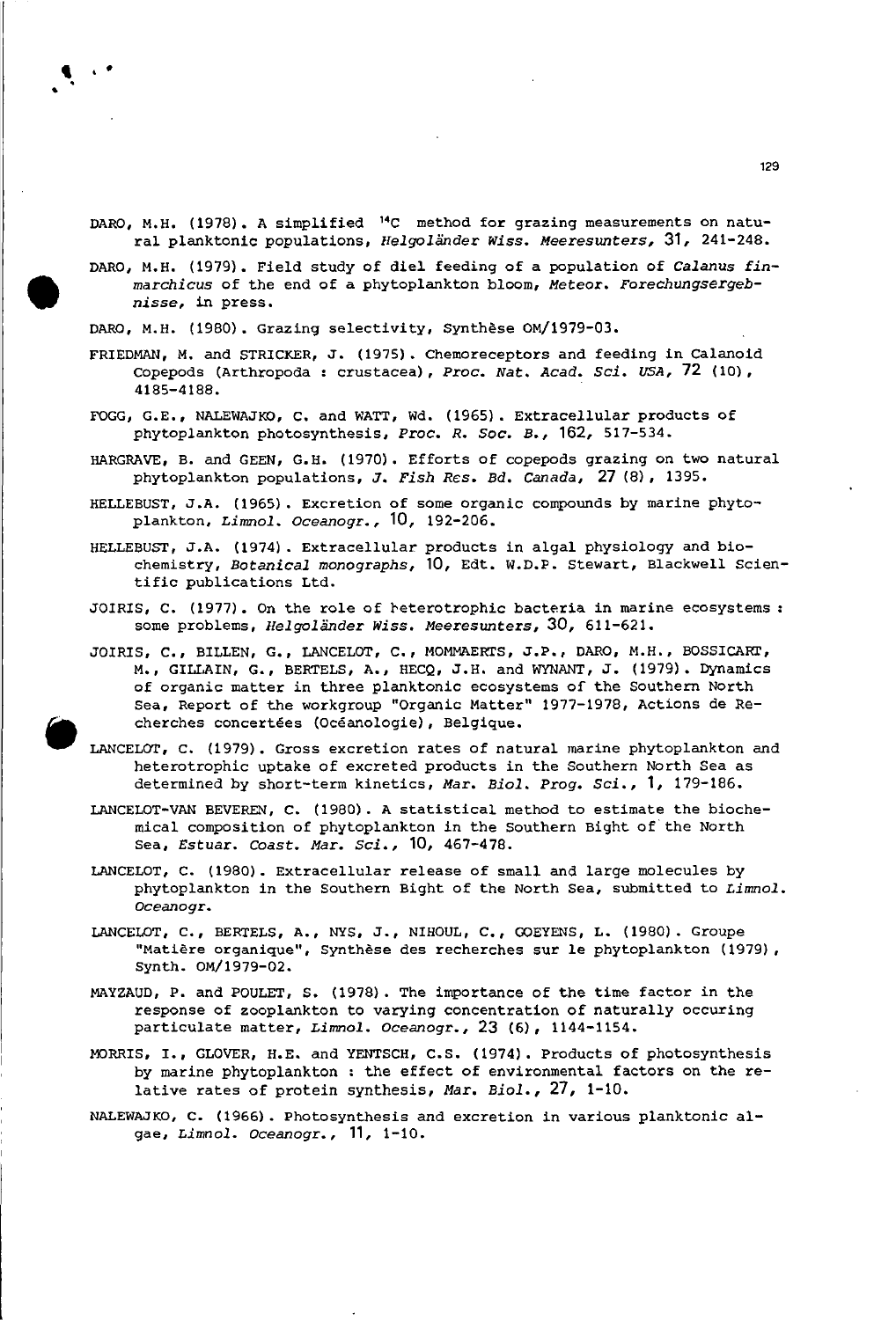DARO, M.H. (1978). A simplified $^{14}C$ method for grazing measurements on natural planktonic populations, *Helgoländer Wiss. Meeresunters*, 31, 241-248.

DARO, M.H. (1979). Field study of diel feeding of a population of *Calanus finmarchicus* of the end of a phytoplankton bloom, *Meteor. Forechungsergebnisse*, in press.

DARO, M.H. (1980). Grazing selectivity, Synthèse OM/1979-03.

FRIEDMAN, M. and STRICKER, J. (1975). Chemoreceptors and feeding in Calanoid Copepods (Arthropoda : crustacea), *Proc. Nat. Acad. Sci. USA*, 72 (10), 4185-4188.

FOGG, G.E., NALEWAJKO, C. and WATT, Wd. (1965). Extracellular products of phytoplankton photosynthesis, *Proc. R. Soc. B.*, 162, 517-534.

HARGRAVE, B. and GEEN, G.H. (1970). Efforts of copepods grazing on two natural phytoplankton populations, *J. Fish Res. Bd. Canada*, 27 (8), 1395.

HELLEBUST, J.A. (1965). Excretion of some organic compounds by marine phytoplankton, *Limnol. Oceanogr.*, 10, 192-206.

HELLEBUST, J.A. (1974). Extracellular products in algal physiology and biochemistry, *Botanical monographs*, 10, Edt. W.D.P. Stewart, Blackwell Scientific publications Ltd.

JOIRIS, C. (1977). On the role of heterotrophic bacteria in marine ecosystems : some problems, *Helgoländer Wiss. Meeresunters*, 30, 611-621.

JOIRIS, C., BILLEN, G., LANCELOT, C., MOMMAERTS, J.P., DARO, M.H., BOSSICART, M., GILLAIN, G., BERTELS, A., HECQ, J.H. and WYNANT, J. (1979). Dynamics of organic matter in three planktonic ecosystems of the Southern North Sea, Report of the workgroup "Organic Matter" 1977-1978, Actions de Recherches concertées (Océanologie), Belgique.

LANCELOT, C. (1979). Gross excretion rates of natural marine phytoplankton and heterotrophic uptake of excreted products in the Southern North Sea as determined by short-term kinetics, *Mar. Biol. Prog. Sci.*, 1, 179-186.

LANCELOT-VAN BEVEREN, C. (1980). A statistical method to estimate the biochemical composition of phytoplankton in the Southern Bight of the North Sea, *Estuar. Coast. Mar. Sci.*, 10, 467-478.

LANCELOT, C. (1980). Extracellular release of small and large molecules by phytoplankton in the Southern Bight of the North Sea, submitted to *Limnol. Oceanogr.*

LANCELOT, C., BERTELS, A., NYS, J., NIHOUL, C., GOEYENS, L. (1980). Groupe "Matière organique", Synthèse des recherches sur le phytoplankton (1979), Synth. OM/1979-02.

MAYZAUD, P. and POULET, S. (1978). The importance of the time factor in the response of zooplankton to varying concentration of naturally occuring particulate matter, *Limnol. Oceanogr.*, 23 (6), 1144-1154.

MORRIS, I., GLOVER, H.E. and YENTSCH, C.S. (1974). Products of photosynthesis by marine phytoplankton : the effect of environmental factors on the relative rates of protein synthesis, *Mar. Biol.*, 27, 1-10.

NALEWAJKO, C. (1966). Photosynthesis and excretion in various planktonic algae, *Limnol. Oceanogr.*, 11, 1-10.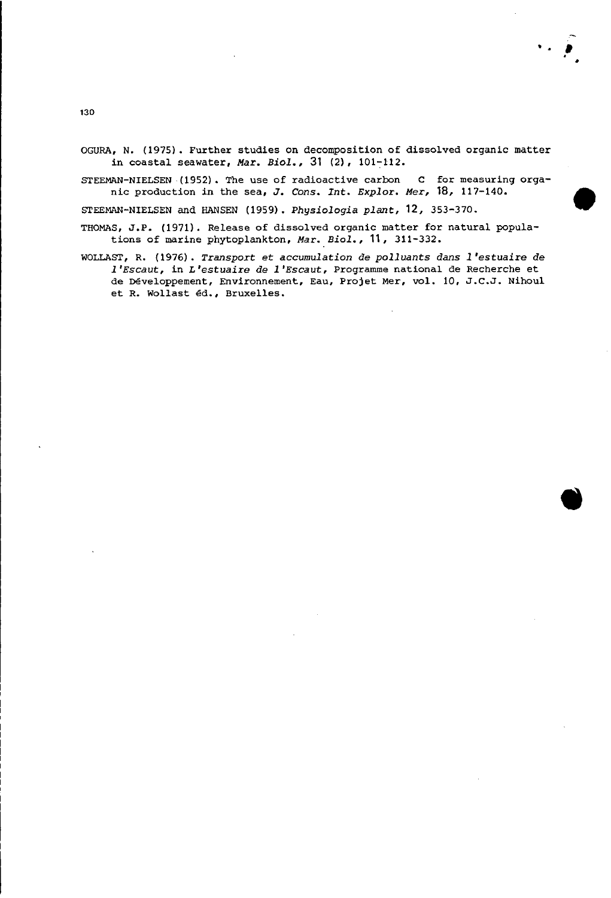OGURA, N. (1975). Further studies on decomposition of dissolved organic matter in coastal seawater, *Mar. Biol.*, 31 (2), 101-112.

STEEMAN-NIELSEN (1952). The use of radioactive carbon C for measuring organic production in the sea, *J. Cons. Int. Explor. Mer*, 18, 117-140.

STEEMAN-NIELSEN and HANSEN (1959). *Physiologia plant*, 12, 353-370.

THOMAS, J.P. (1971). Release of dissolved organic matter for natural populations of marine phytoplankton, *Mar. Biol.*, 11, 311-332.

WOLLAST, R. (1976). *Transport et accumulation de polluants dans l'estuaire de l'Escaut*, in *L'estuaire de l'Escaut*, Programme national de Recherche et de Développement, Environnement, Eau, Projet Mer, vol. 10, J.C.J. Nihoul et R. Wollast éd., Bruxelles.